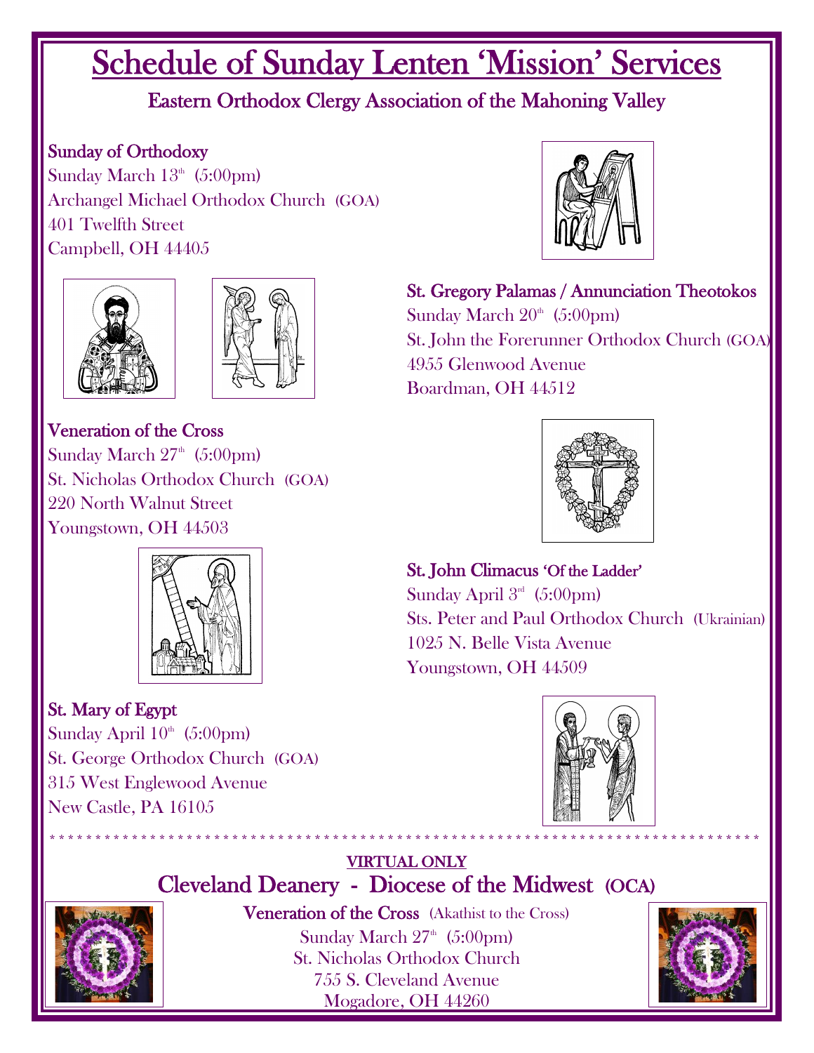# Schedule of Sunday Lenten 'Mission' Services

## Eastern Orthodox Clergy Association of the Mahoning Valley

**Sunday of Orthodoxy**
Sunday March 13th (5:00pm)
Archangel Michael Orthodox Church (GOA)
401 Twelfth Street
Campbell, OH 44405

**St. Gregory Palamas / Annunciation Theotokos**
Sunday March 20th (5:00pm)
St. John the Forerunner Orthodox Church (GOA)
4955 Glenwood Avenue
Boardman, OH 44512

**Veneration of the Cross**
Sunday March 27th (5:00pm)
St. Nicholas Orthodox Church (GOA)
220 North Walnut Street
Youngstown, OH 44503

**St. John Climacus 'Of the Ladder'**
Sunday April 3rd (5:00pm)
Sts. Peter and Paul Orthodox Church (Ukrainian)
1025 N. Belle Vista Avenue
Youngstown, OH 44509

**St. Mary of Egypt**
Sunday April 10th (5:00pm)
St. George Orthodox Church (GOA)
315 West Englewood Avenue
New Castle, PA 16105

* * * * * * * * * * * * * * * * * * * * * * * * * * * * * * * * * * * * * * * * * * * * * * * * * * * * * * * * * * * * * * * * * * * *

VIRTUAL ONLY

## Cleveland Deanery - Diocese of the Midwest (OCA)

**Veneration of the Cross** (Akathist to the Cross)
Sunday March 27th (5:00pm)
St. Nicholas Orthodox Church
755 S. Cleveland Avenue
Mogadore, OH 44260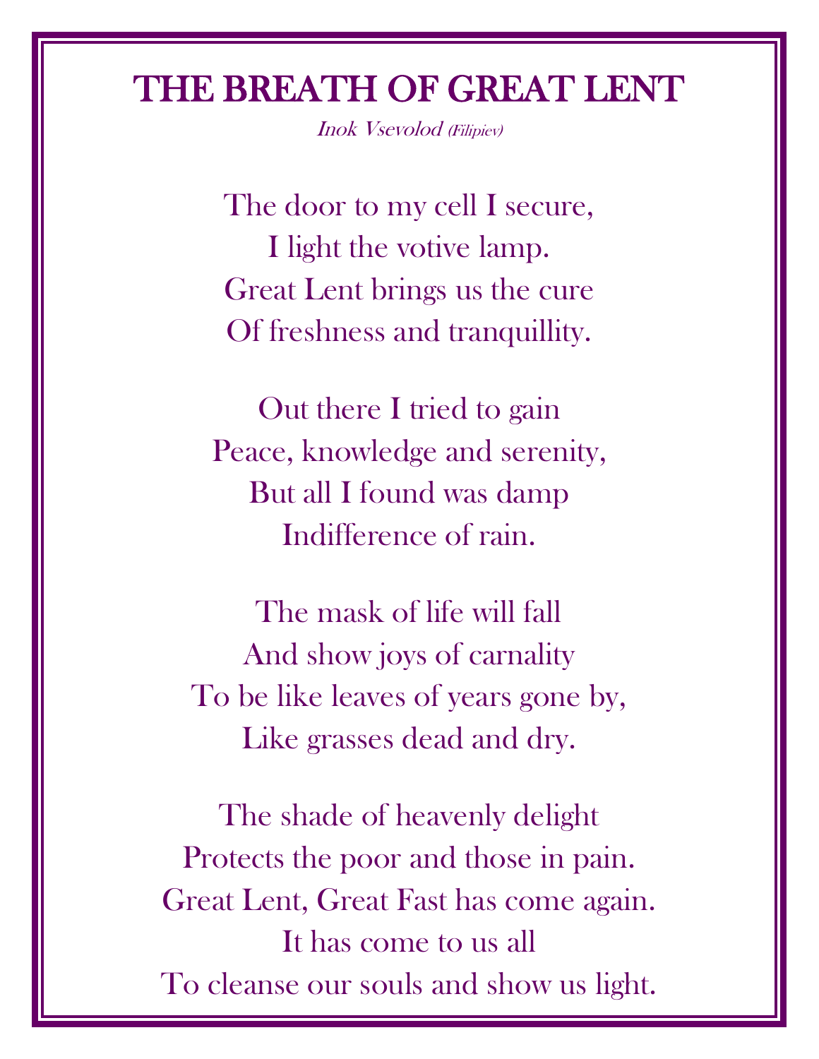# THE BREATH OF GREAT LENT

*Inok Vsevolod (Filipiev)*

The door to my cell I secure,
I light the votive lamp.
Great Lent brings us the cure
Of freshness and tranquillity.

Out there I tried to gain
Peace, knowledge and serenity,
But all I found was damp
Indifference of rain.

The mask of life will fall
And show joys of carnality
To be like leaves of years gone by,
Like grasses dead and dry.

The shade of heavenly delight
Protects the poor and those in pain.
Great Lent, Great Fast has come again.
It has come to us all
To cleanse our souls and show us light.